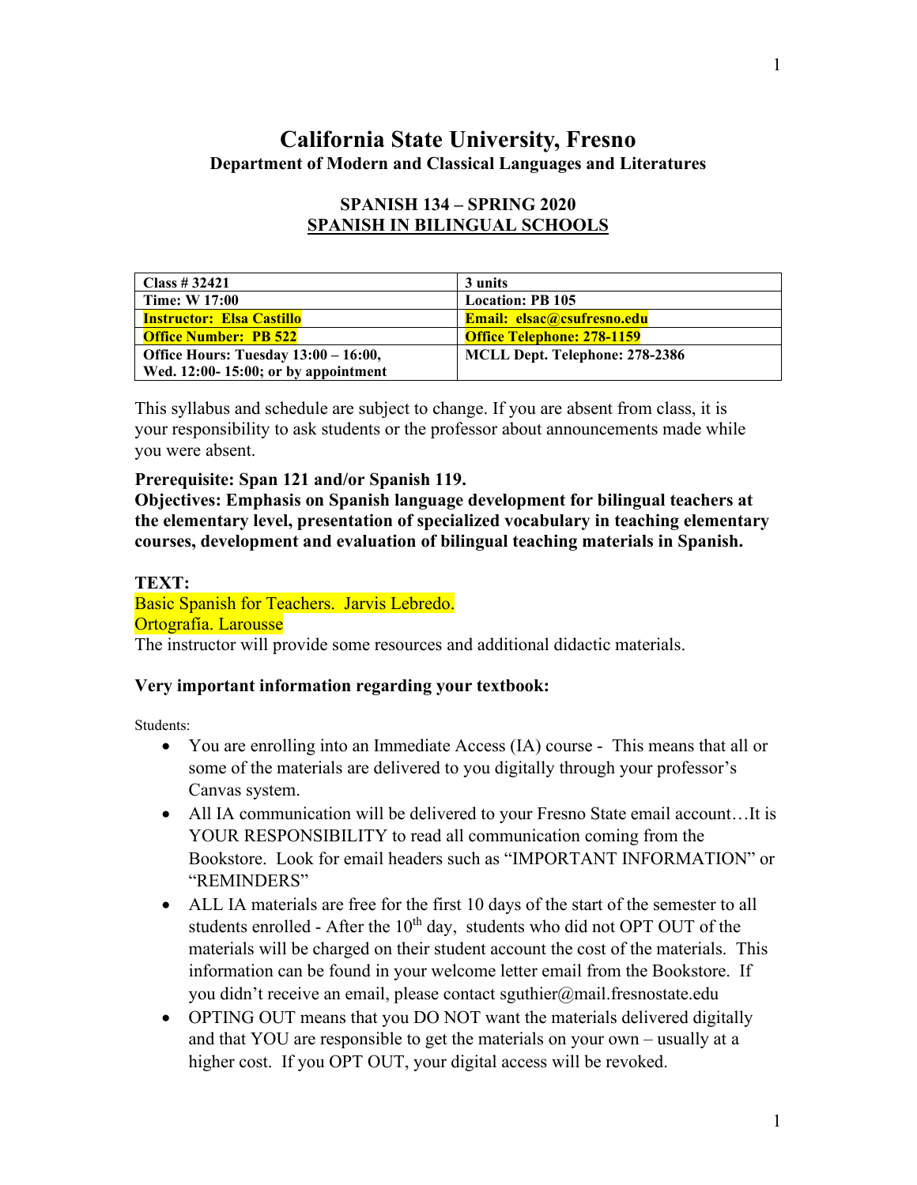# California State University, Fresno

**Department of Modern and Classical Languages and Literatures**

## SPANISH 134 – SPRING 2020
## SPANISH IN BILINGUAL SCHOOLS

| Class # 32421 | 3 units |
|---|---|
| Time: W 17:00 | Location: PB 105 |
| Instructor: Elsa Castillo | Email: elsac@csufresno.edu |
| Office Number: PB 522 | Office Telephone: 278-1159 |
| Office Hours: Tuesday 13:00 – 16:00, Wed. 12:00- 15:00; or by appointment | MCLL Dept. Telephone: 278-2386 |

This syllabus and schedule are subject to change. If you are absent from class, it is your responsibility to ask students or the professor about announcements made while you were absent.

**Prerequisite: Span 121 and/or Spanish 119.**

**Objectives: Emphasis on Spanish language development for bilingual teachers at the elementary level, presentation of specialized vocabulary in teaching elementary courses, development and evaluation of bilingual teaching materials in Spanish.**

**TEXT:**

Basic Spanish for Teachers. Jarvis Lebredo.
Ortografía. Larousse
The instructor will provide some resources and additional didactic materials.

**Very important information regarding your textbook:**

Students:

- You are enrolling into an Immediate Access (IA) course - This means that all or some of the materials are delivered to you digitally through your professor's Canvas system.
- All IA communication will be delivered to your Fresno State email account…It is YOUR RESPONSIBILITY to read all communication coming from the Bookstore. Look for email headers such as "IMPORTANT INFORMATION" or "REMINDERS"
- ALL IA materials are free for the first 10 days of the start of the semester to all students enrolled - After the 10th day, students who did not OPT OUT of the materials will be charged on their student account the cost of the materials. This information can be found in your welcome letter email from the Bookstore. If you didn't receive an email, please contact sguthier@mail.fresnostate.edu
- OPTING OUT means that you DO NOT want the materials delivered digitally and that YOU are responsible to get the materials on your own – usually at a higher cost. If you OPT OUT, your digital access will be revoked.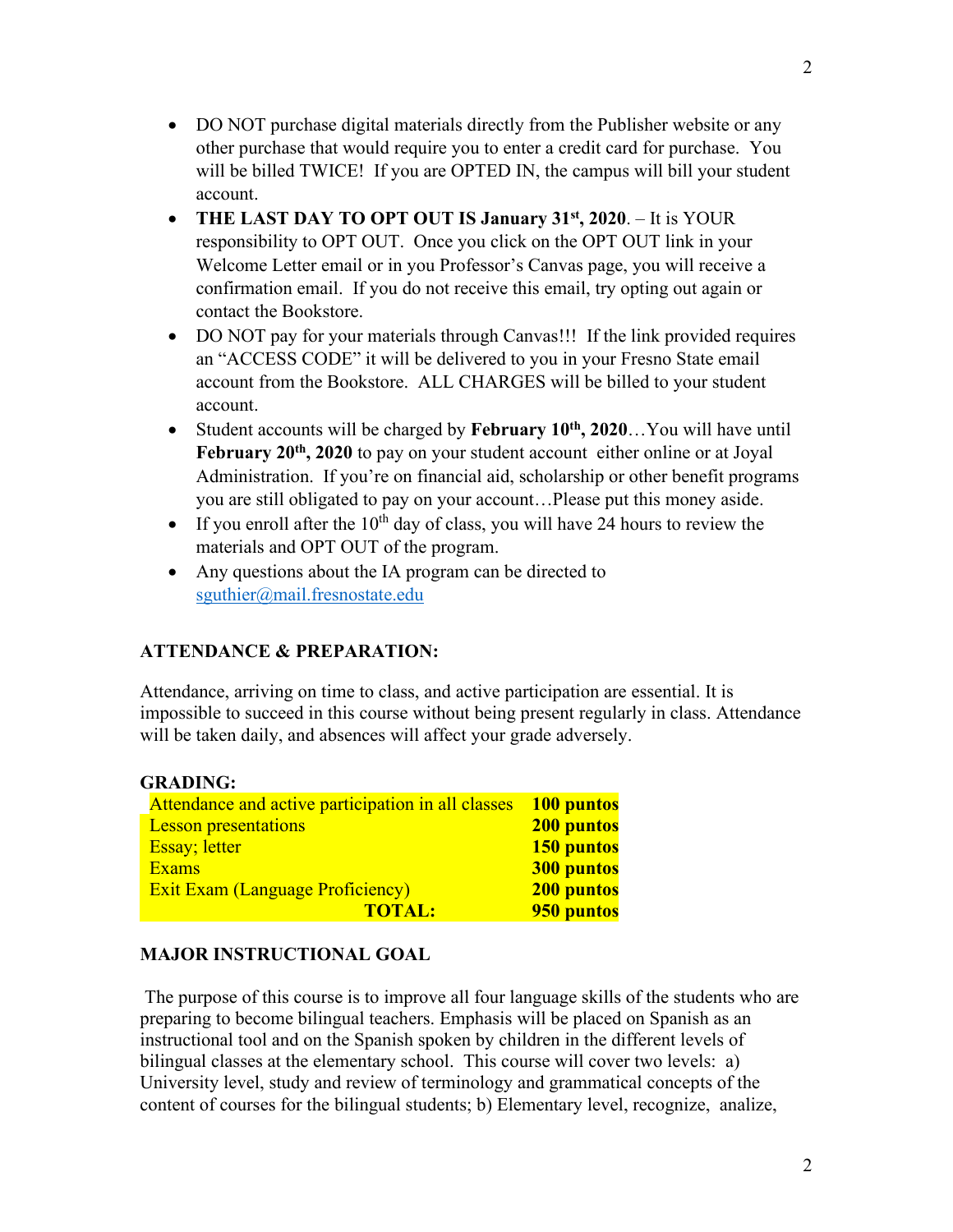- DO NOT purchase digital materials directly from the Publisher website or any other purchase that would require you to enter a credit card for purchase. You will be billed TWICE! If you are OPTED IN, the campus will bill your student account.
- **THE LAST DAY TO OPT OUT IS January 31st, 2020**. – It is YOUR responsibility to OPT OUT. Once you click on the OPT OUT link in your Welcome Letter email or in you Professor's Canvas page, you will receive a confirmation email. If you do not receive this email, try opting out again or contact the Bookstore.
- DO NOT pay for your materials through Canvas!!! If the link provided requires an "ACCESS CODE" it will be delivered to you in your Fresno State email account from the Bookstore. ALL CHARGES will be billed to your student account.
- Student accounts will be charged by **February 10th, 2020**…You will have until **February 20th, 2020** to pay on your student account either online or at Joyal Administration. If you're on financial aid, scholarship or other benefit programs you are still obligated to pay on your account…Please put this money aside.
- If you enroll after the 10th day of class, you will have 24 hours to review the materials and OPT OUT of the program.
- Any questions about the IA program can be directed to sguthier@mail.fresnostate.edu

**ATTENDANCE & PREPARATION:**

Attendance, arriving on time to class, and active participation are essential. It is impossible to succeed in this course without being present regularly in class. Attendance will be taken daily, and absences will affect your grade adversely.

**GRADING:**

| | |
|---|---|
| Attendance and active participation in all classes | **100 puntos** |
| Lesson presentations | **200 puntos** |
| Essay; letter | **150 puntos** |
| Exams | **300 puntos** |
| Exit Exam (Language Proficiency) | **200 puntos** |
| **TOTAL:** | **950 puntos** |

**MAJOR INSTRUCTIONAL GOAL**

The purpose of this course is to improve all four language skills of the students who are preparing to become bilingual teachers. Emphasis will be placed on Spanish as an instructional tool and on the Spanish spoken by children in the different levels of bilingual classes at the elementary school. This course will cover two levels: a) University level, study and review of terminology and grammatical concepts of the content of courses for the bilingual students; b) Elementary level, recognize, analize,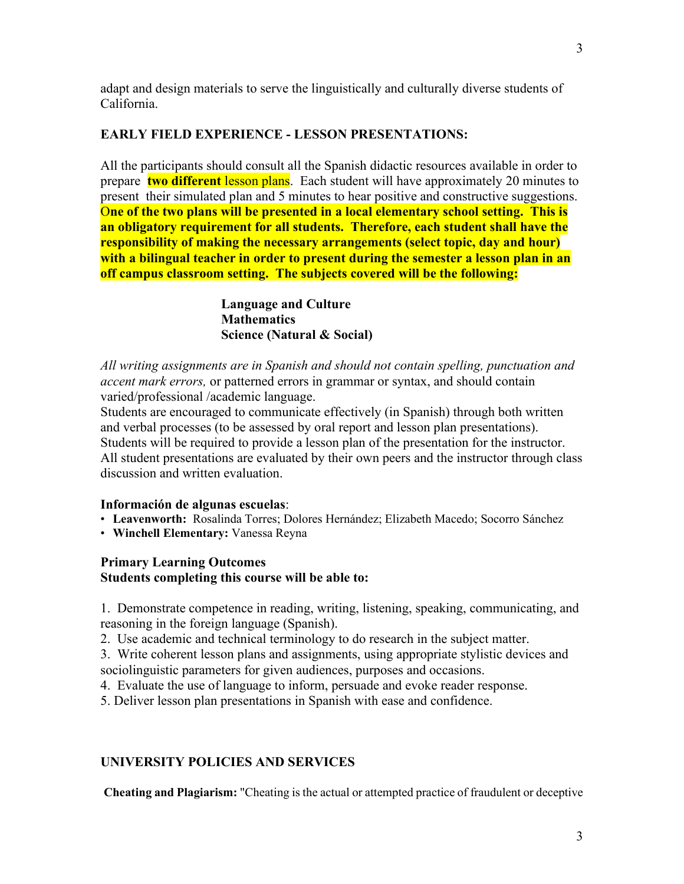adapt and design materials to serve the linguistically and culturally diverse students of California.

### EARLY FIELD EXPERIENCE - LESSON PRESENTATIONS:

All the participants should consult all the Spanish didactic resources available in order to prepare **two different** lesson plans. Each student will have approximately 20 minutes to present their simulated plan and 5 minutes to hear positive and constructive suggestions. **One of the two plans will be presented in a local elementary school setting. This is an obligatory requirement for all students. Therefore, each student shall have the responsibility of making the necessary arrangements (select topic, day and hour) with a bilingual teacher in order to present during the semester a lesson plan in an off campus classroom setting. The subjects covered will be the following:**

**Language and Culture**
**Mathematics**
**Science (Natural & Social)**

*All writing assignments are in Spanish and should not contain spelling, punctuation and accent mark errors,* or patterned errors in grammar or syntax, and should contain varied/professional /academic language.
Students are encouraged to communicate effectively (in Spanish) through both written and verbal processes (to be assessed by oral report and lesson plan presentations).
Students will be required to provide a lesson plan of the presentation for the instructor.
All student presentations are evaluated by their own peers and the instructor through class discussion and written evaluation.

**Información de algunas escuelas**:

- **Leavenworth:** Rosalinda Torres; Dolores Hernández; Elizabeth Macedo; Socorro Sánchez
- **Winchell Elementary:** Vanessa Reyna

### Primary Learning Outcomes
**Students completing this course will be able to:**

1. Demonstrate competence in reading, writing, listening, speaking, communicating, and reasoning in the foreign language (Spanish).
2. Use academic and technical terminology to do research in the subject matter.
3. Write coherent lesson plans and assignments, using appropriate stylistic devices and sociolinguistic parameters for given audiences, purposes and occasions.
4. Evaluate the use of language to inform, persuade and evoke reader response.
5. Deliver lesson plan presentations in Spanish with ease and confidence.

## UNIVERSITY POLICIES AND SERVICES

**Cheating and Plagiarism:** "Cheating is the actual or attempted practice of fraudulent or deceptive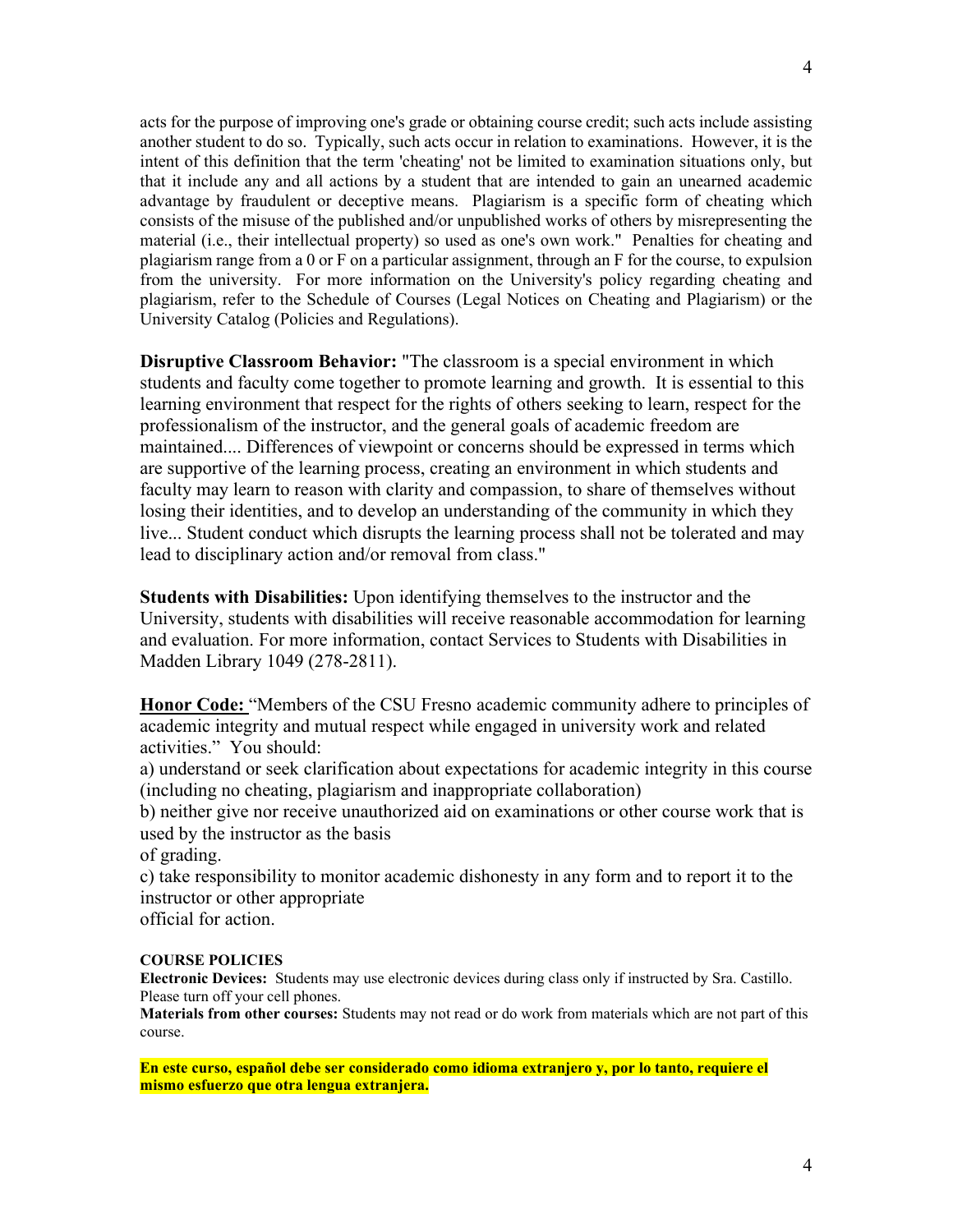acts for the purpose of improving one's grade or obtaining course credit; such acts include assisting another student to do so. Typically, such acts occur in relation to examinations. However, it is the intent of this definition that the term 'cheating' not be limited to examination situations only, but that it include any and all actions by a student that are intended to gain an unearned academic advantage by fraudulent or deceptive means. Plagiarism is a specific form of cheating which consists of the misuse of the published and/or unpublished works of others by misrepresenting the material (i.e., their intellectual property) so used as one's own work." Penalties for cheating and plagiarism range from a 0 or F on a particular assignment, through an F for the course, to expulsion from the university. For more information on the University's policy regarding cheating and plagiarism, refer to the Schedule of Courses (Legal Notices on Cheating and Plagiarism) or the University Catalog (Policies and Regulations).

**Disruptive Classroom Behavior:** "The classroom is a special environment in which students and faculty come together to promote learning and growth. It is essential to this learning environment that respect for the rights of others seeking to learn, respect for the professionalism of the instructor, and the general goals of academic freedom are maintained.... Differences of viewpoint or concerns should be expressed in terms which are supportive of the learning process, creating an environment in which students and faculty may learn to reason with clarity and compassion, to share of themselves without losing their identities, and to develop an understanding of the community in which they live... Student conduct which disrupts the learning process shall not be tolerated and may lead to disciplinary action and/or removal from class."

**Students with Disabilities:** Upon identifying themselves to the instructor and the University, students with disabilities will receive reasonable accommodation for learning and evaluation. For more information, contact Services to Students with Disabilities in Madden Library 1049 (278-2811).

**Honor Code:** "Members of the CSU Fresno academic community adhere to principles of academic integrity and mutual respect while engaged in university work and related activities." You should:

a) understand or seek clarification about expectations for academic integrity in this course (including no cheating, plagiarism and inappropriate collaboration)

b) neither give nor receive unauthorized aid on examinations or other course work that is used by the instructor as the basis of grading.

c) take responsibility to monitor academic dishonesty in any form and to report it to the instructor or other appropriate official for action.

**COURSE POLICIES**

**Electronic Devices:** Students may use electronic devices during class only if instructed by Sra. Castillo. Please turn off your cell phones.

**Materials from other courses:** Students may not read or do work from materials which are not part of this course.

**En este curso, español debe ser considerado como idioma extranjero y, por lo tanto, requiere el mismo esfuerzo que otra lengua extranjera.**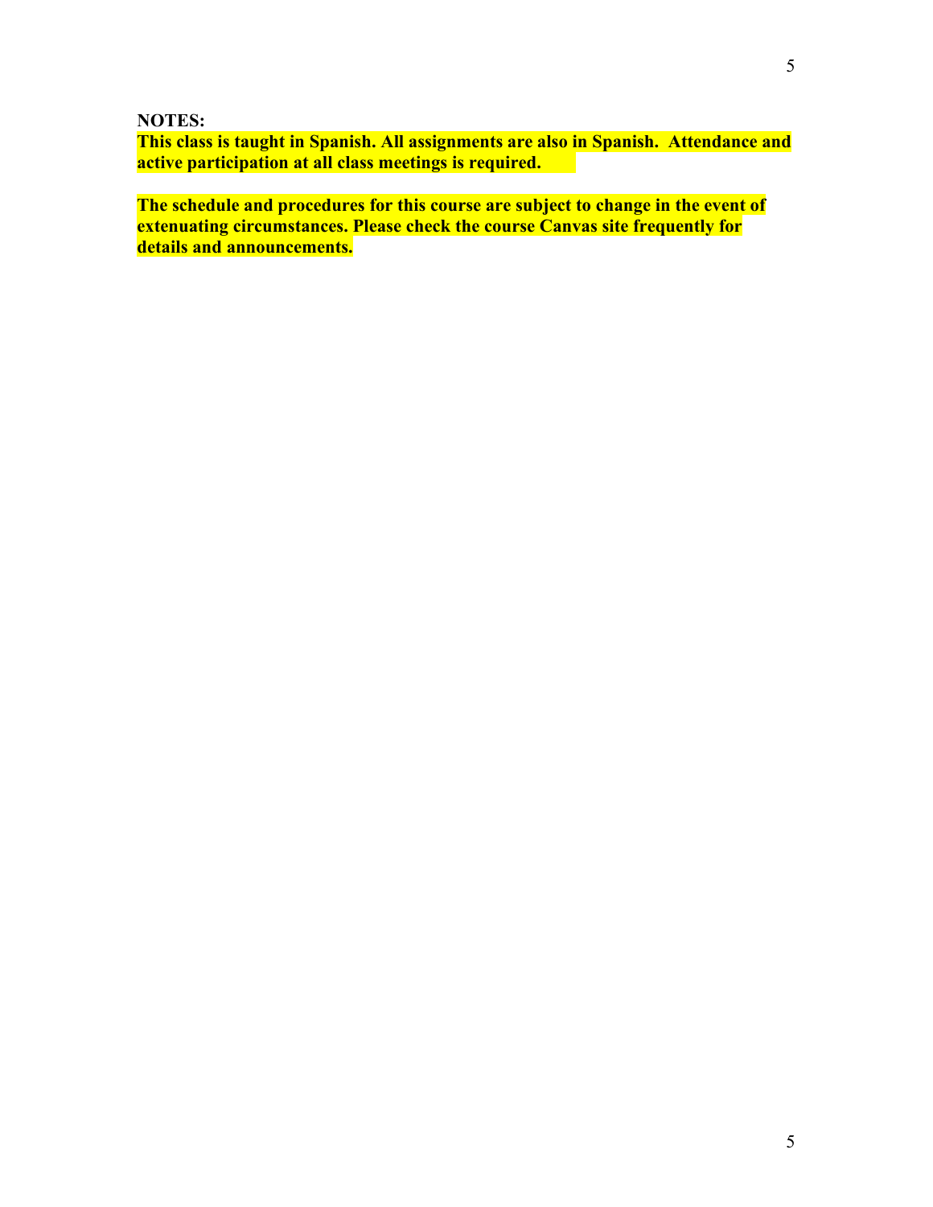**NOTES:**

**This class is taught in Spanish. All assignments are also in Spanish. Attendance and active participation at all class meetings is required.**

**The schedule and procedures for this course are subject to change in the event of extenuating circumstances. Please check the course Canvas site frequently for details and announcements.**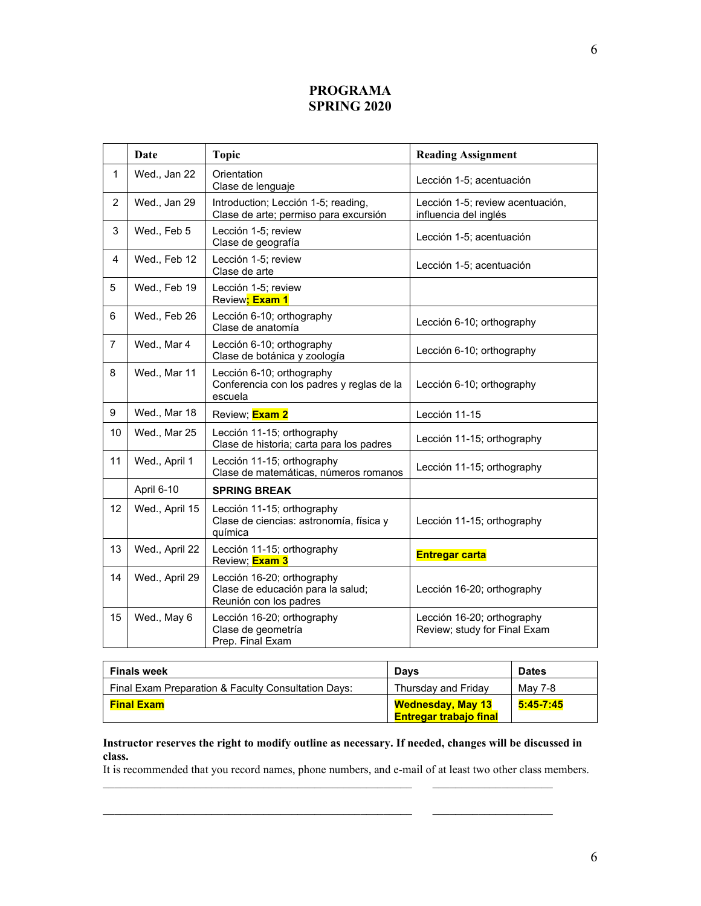# PROGRAMA
# SPRING 2020

| | Date | Topic | Reading Assignment |
|---|---|---|---|
| 1 | Wed., Jan 22 | Orientation<br>Clase de lenguaje | Lección 1-5; acentuación |
| 2 | Wed., Jan 29 | Introduction; Lección 1-5; reading,<br>Clase de arte; permiso para excursión | Lección 1-5; review acentuación, influencia del inglés |
| 3 | Wed., Feb 5 | Lección 1-5; review<br>Clase de geografía | Lección 1-5; acentuación |
| 4 | Wed., Feb 12 | Lección 1-5; review<br>Clase de arte | Lección 1-5; acentuación |
| 5 | Wed., Feb 19 | Lección 1-5; review<br>Review**; Exam 1** | |
| 6 | Wed., Feb 26 | Lección 6-10; orthography<br>Clase de anatomía | Lección 6-10; orthography |
| 7 | Wed., Mar 4 | Lección 6-10; orthography<br>Clase de botánica y zoología | Lección 6-10; orthography |
| 8 | Wed., Mar 11 | Lección 6-10; orthography<br>Conferencia con los padres y reglas de la escuela | Lección 6-10; orthography |
| 9 | Wed., Mar 18 | Review; **Exam 2** | Lección 11-15 |
| 10 | Wed., Mar 25 | Lección 11-15; orthography<br>Clase de historia; carta para los padres | Lección 11-15; orthography |
| 11 | Wed., April 1 | Lección 11-15; orthography<br>Clase de matemáticas, números romanos | Lección 11-15; orthography |
| | April 6-10 | **SPRING BREAK** | |
| 12 | Wed., April 15 | Lección 11-15; orthography<br>Clase de ciencias: astronomía, física y química | Lección 11-15; orthography |
| 13 | Wed., April 22 | Lección 11-15; orthography<br>Review; **Exam 3** | **Entregar carta** |
| 14 | Wed., April 29 | Lección 16-20; orthography<br>Clase de educación para la salud;<br>Reunión con los padres | Lección 16-20; orthography |
| 15 | Wed., May 6 | Lección 16-20; orthography<br>Clase de geometría<br>Prep. Final Exam | Lección 16-20; orthography<br>Review; study for Final Exam |

| Finals week | Days | Dates |
|---|---|---|
| Final Exam Preparation & Faculty Consultation Days: | Thursday and Friday | May 7-8 |
| **Final Exam** | **Wednesday, May 13**<br>**Entregar trabajo final** | **5:45-7:45** |

**Instructor reserves the right to modify outline as necessary. If needed, changes will be discussed in class.**

It is recommended that you record names, phone numbers, and e-mail of at least two other class members.

_______________________________________________________ _____________________

_______________________________________________________ _____________________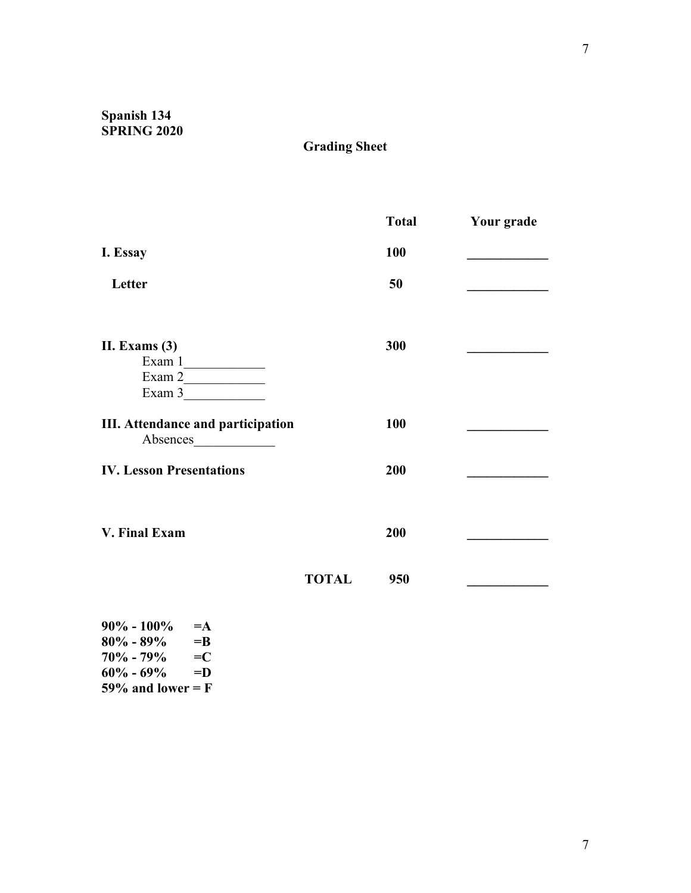**Spanish 134**
**SPRING 2020**

## Grading Sheet

| | Total | Your grade |
|---|---|---|
| **I. Essay** | **100** | ____________ |
| **Letter** | **50** | ____________ |
| **II. Exams (3)** | **300** | ____________ |
| Exam 1____________ | | |
| Exam 2____________ | | |
| Exam 3____________ | | |
| **III. Attendance and participation** | **100** | ____________ |
| Absences____________ | | |
| **IV. Lesson Presentations** | **200** | ____________ |
| **V. Final Exam** | **200** | ____________ |
| **TOTAL** | **950** | ____________ |

**90% - 100% =A**
**80% - 89% =B**
**70% - 79% =C**
**60% - 69% =D**
**59% and lower = F**